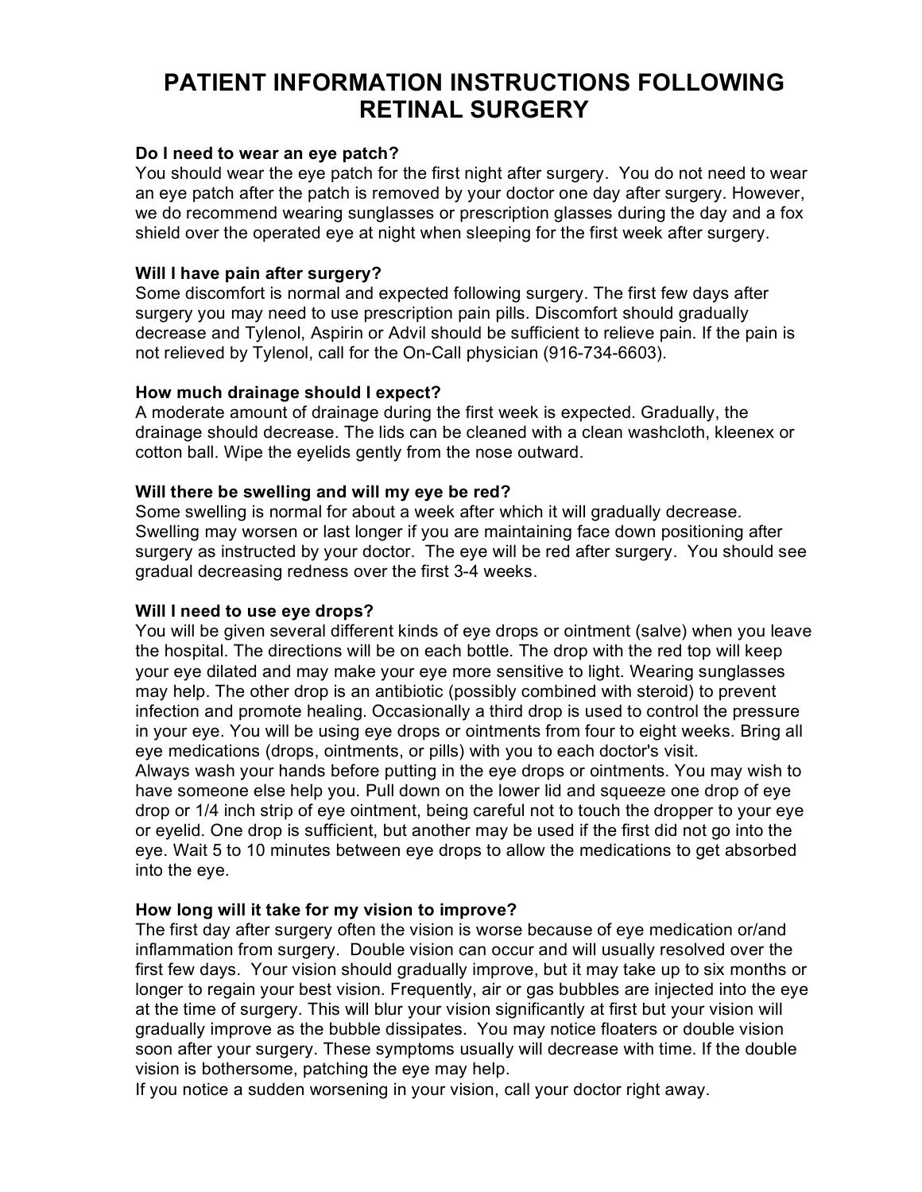# PATIENT INFORMATION INSTRUCTIONS FOLLOWING RETINAL SURGERY

**Do I need to wear an eye patch?**

You should wear the eye patch for the first night after surgery. You do not need to wear an eye patch after the patch is removed by your doctor one day after surgery. However, we do recommend wearing sunglasses or prescription glasses during the day and a fox shield over the operated eye at night when sleeping for the first week after surgery.

**Will I have pain after surgery?**

Some discomfort is normal and expected following surgery. The first few days after surgery you may need to use prescription pain pills. Discomfort should gradually decrease and Tylenol, Aspirin or Advil should be sufficient to relieve pain. If the pain is not relieved by Tylenol, call for the On-Call physician (916-734-6603).

**How much drainage should I expect?**

A moderate amount of drainage during the first week is expected. Gradually, the drainage should decrease. The lids can be cleaned with a clean washcloth, kleenex or cotton ball. Wipe the eyelids gently from the nose outward.

**Will there be swelling and will my eye be red?**

Some swelling is normal for about a week after which it will gradually decrease. Swelling may worsen or last longer if you are maintaining face down positioning after surgery as instructed by your doctor. The eye will be red after surgery. You should see gradual decreasing redness over the first 3-4 weeks.

**Will I need to use eye drops?**

You will be given several different kinds of eye drops or ointment (salve) when you leave the hospital. The directions will be on each bottle. The drop with the red top will keep your eye dilated and may make your eye more sensitive to light. Wearing sunglasses may help. The other drop is an antibiotic (possibly combined with steroid) to prevent infection and promote healing. Occasionally a third drop is used to control the pressure in your eye. You will be using eye drops or ointments from four to eight weeks. Bring all eye medications (drops, ointments, or pills) with you to each doctor's visit.

Always wash your hands before putting in the eye drops or ointments. You may wish to have someone else help you. Pull down on the lower lid and squeeze one drop of eye drop or 1/4 inch strip of eye ointment, being careful not to touch the dropper to your eye or eyelid. One drop is sufficient, but another may be used if the first did not go into the eye. Wait 5 to 10 minutes between eye drops to allow the medications to get absorbed into the eye.

**How long will it take for my vision to improve?**

The first day after surgery often the vision is worse because of eye medication or/and inflammation from surgery. Double vision can occur and will usually resolved over the first few days. Your vision should gradually improve, but it may take up to six months or longer to regain your best vision. Frequently, air or gas bubbles are injected into the eye at the time of surgery. This will blur your vision significantly at first but your vision will gradually improve as the bubble dissipates. You may notice floaters or double vision soon after your surgery. These symptoms usually will decrease with time. If the double vision is bothersome, patching the eye may help.

If you notice a sudden worsening in your vision, call your doctor right away.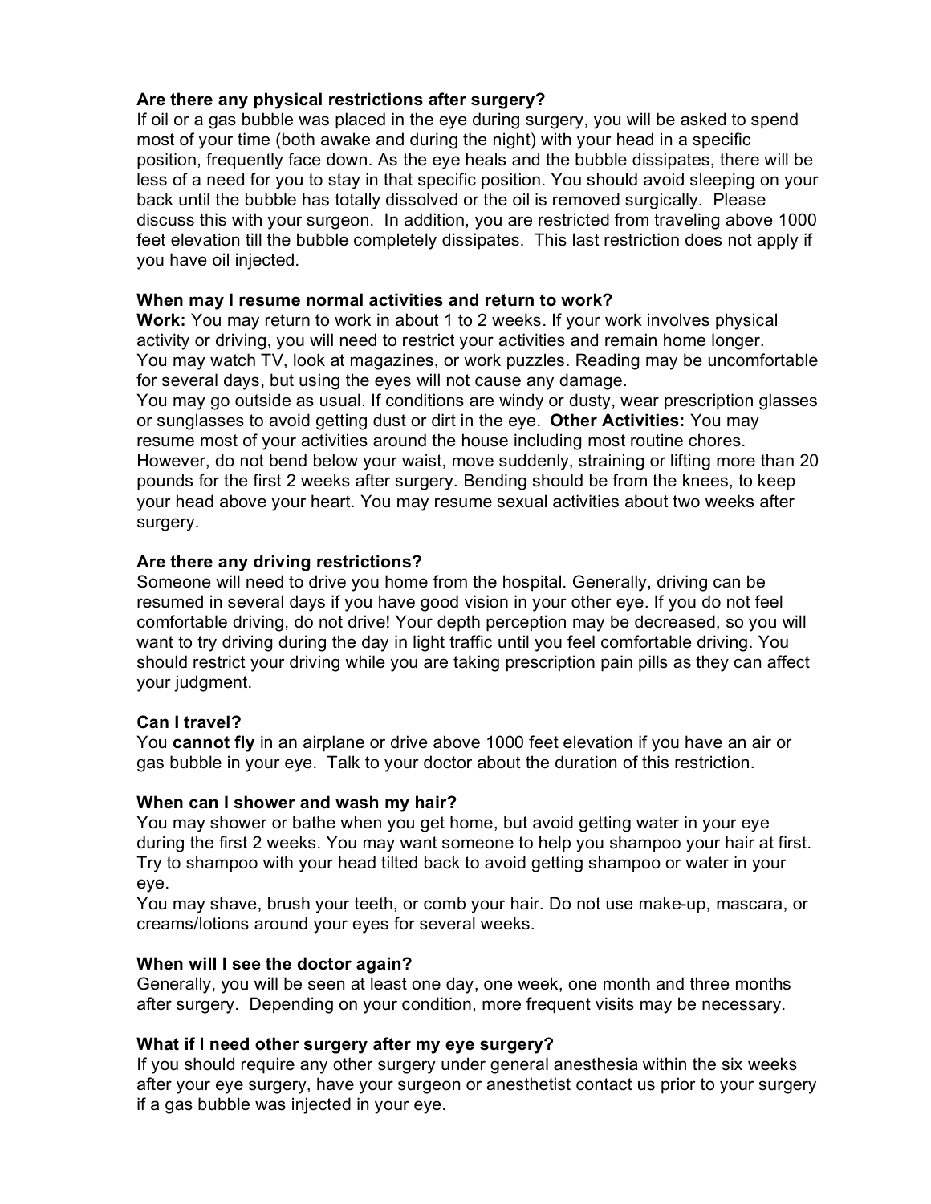**Are there any physical restrictions after surgery?**

If oil or a gas bubble was placed in the eye during surgery, you will be asked to spend most of your time (both awake and during the night) with your head in a specific position, frequently face down. As the eye heals and the bubble dissipates, there will be less of a need for you to stay in that specific position. You should avoid sleeping on your back until the bubble has totally dissolved or the oil is removed surgically. Please discuss this with your surgeon. In addition, you are restricted from traveling above 1000 feet elevation till the bubble completely dissipates. This last restriction does not apply if you have oil injected.

**When may I resume normal activities and return to work?**

**Work:** You may return to work in about 1 to 2 weeks. If your work involves physical activity or driving, you will need to restrict your activities and remain home longer.
You may watch TV, look at magazines, or work puzzles. Reading may be uncomfortable for several days, but using the eyes will not cause any damage.
You may go outside as usual. If conditions are windy or dusty, wear prescription glasses or sunglasses to avoid getting dust or dirt in the eye. **Other Activities:** You may resume most of your activities around the house including most routine chores. However, do not bend below your waist, move suddenly, straining or lifting more than 20 pounds for the first 2 weeks after surgery. Bending should be from the knees, to keep your head above your heart. You may resume sexual activities about two weeks after surgery.

**Are there any driving restrictions?**

Someone will need to drive you home from the hospital. Generally, driving can be resumed in several days if you have good vision in your other eye. If you do not feel comfortable driving, do not drive! Your depth perception may be decreased, so you will want to try driving during the day in light traffic until you feel comfortable driving. You should restrict your driving while you are taking prescription pain pills as they can affect your judgment.

**Can I travel?**

You **cannot fly** in an airplane or drive above 1000 feet elevation if you have an air or gas bubble in your eye. Talk to your doctor about the duration of this restriction.

**When can I shower and wash my hair?**

You may shower or bathe when you get home, but avoid getting water in your eye during the first 2 weeks. You may want someone to help you shampoo your hair at first. Try to shampoo with your head tilted back to avoid getting shampoo or water in your eye.
You may shave, brush your teeth, or comb your hair. Do not use make-up, mascara, or creams/lotions around your eyes for several weeks.

**When will I see the doctor again?**

Generally, you will be seen at least one day, one week, one month and three months after surgery. Depending on your condition, more frequent visits may be necessary.

**What if I need other surgery after my eye surgery?**

If you should require any other surgery under general anesthesia within the six weeks after your eye surgery, have your surgeon or anesthetist contact us prior to your surgery if a gas bubble was injected in your eye.